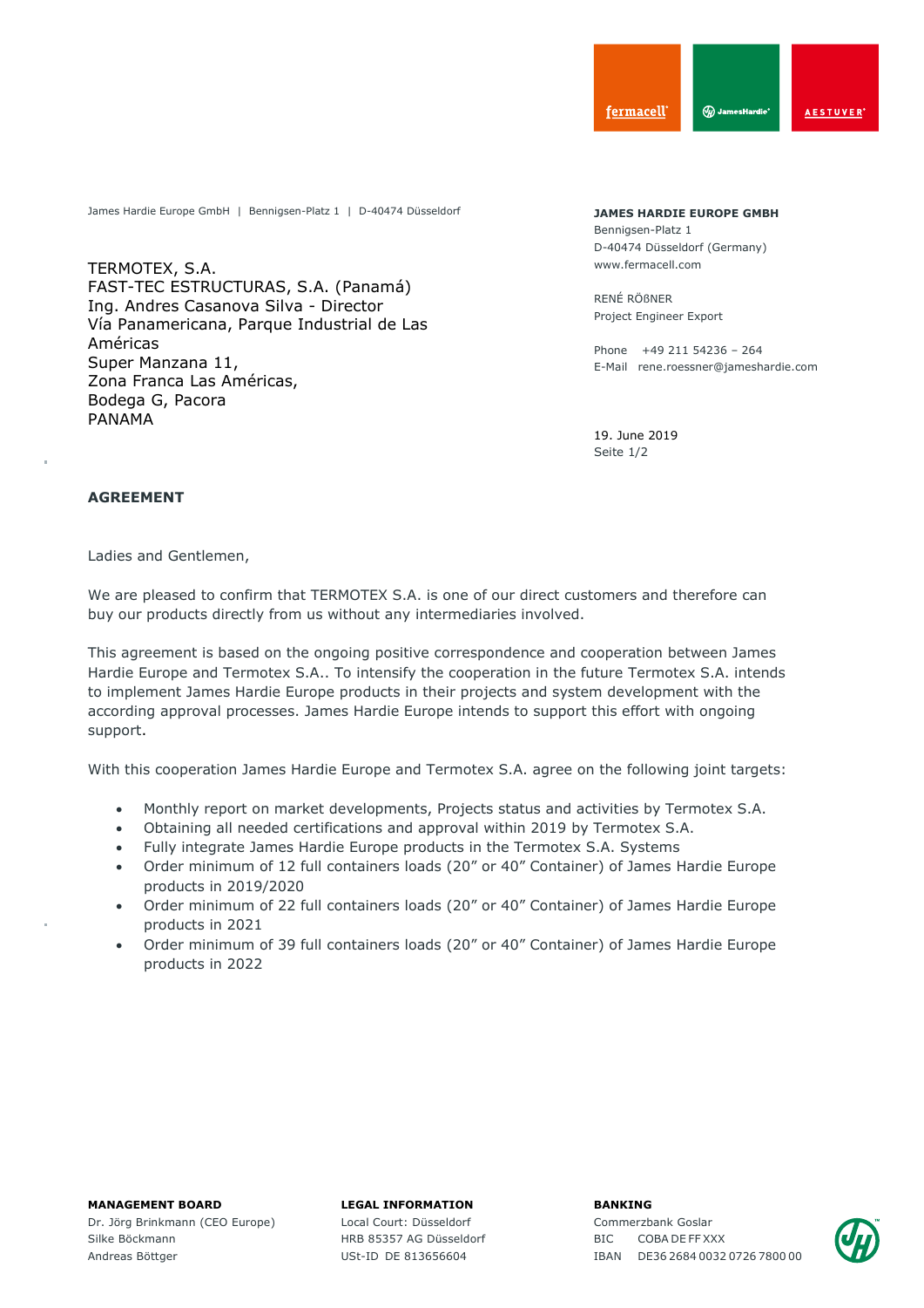James Hardie Europe GmbH | Bennigsen-Platz 1 | D-40474 Düsseldorf

TERMOTEX, S.A.
FAST-TEC ESTRUCTURAS, S.A. (Panamá)
Ing. Andres Casanova Silva - Director
Vía Panamericana, Parque Industrial de Las Américas
Super Manzana 11,
Zona Franca Las Américas,
Bodega G, Pacora
PANAMA

**JAMES HARDIE EUROPE GMBH**
Bennigsen-Platz 1
D-40474 Düsseldorf (Germany)
www.fermacell.com

RENÉ RÖßNER
Project Engineer Export

Phone +49 211 54236 – 264
E-Mail rene.roessner@jameshardie.com

19. June 2019
Seite 1/2

**AGREEMENT**

Ladies and Gentlemen,

We are pleased to confirm that TERMOTEX S.A. is one of our direct customers and therefore can buy our products directly from us without any intermediaries involved.

This agreement is based on the ongoing positive correspondence and cooperation between James Hardie Europe and Termotex S.A.. To intensify the cooperation in the future Termotex S.A. intends to implement James Hardie Europe products in their projects and system development with the according approval processes. James Hardie Europe intends to support this effort with ongoing support.

With this cooperation James Hardie Europe and Termotex S.A. agree on the following joint targets:

- Monthly report on market developments, Projects status and activities by Termotex S.A.
- Obtaining all needed certifications and approval within 2019 by Termotex S.A.
- Fully integrate James Hardie Europe products in the Termotex S.A. Systems
- Order minimum of 12 full containers loads (20" or 40" Container) of James Hardie Europe products in 2019/2020
- Order minimum of 22 full containers loads (20" or 40" Container) of James Hardie Europe products in 2021
- Order minimum of 39 full containers loads (20" or 40" Container) of James Hardie Europe products in 2022

**MANAGEMENT BOARD**
Dr. Jörg Brinkmann (CEO Europe)
Silke Böckmann
Andreas Böttger

**LEGAL INFORMATION**
Local Court: Düsseldorf
HRB 85357 AG Düsseldorf
USt-ID DE 813656604

**BANKING**
Commerzbank Goslar
BIC COBA DE FF XXX
IBAN DE36 2684 0032 0726 7800 00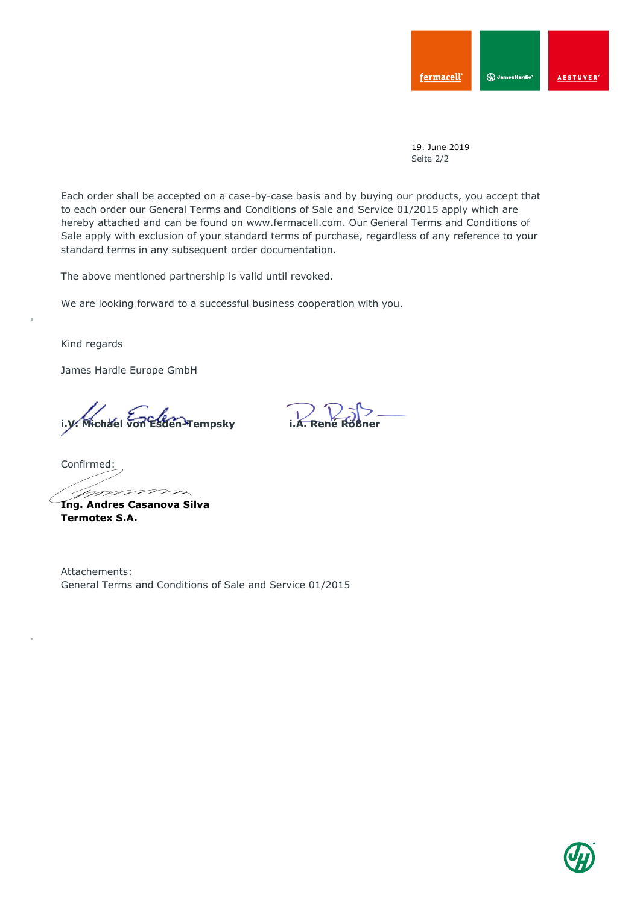19. June 2019

Each order shall be accepted on a case-by-case basis and by buying our products, you accept that to each order our General Terms and Conditions of Sale and Service 01/2015 apply which are hereby attached and can be found on www.fermacell.com. Our General Terms and Conditions of Sale apply with exclusion of your standard terms of purchase, regardless of any reference to your standard terms in any subsequent order documentation.

The above mentioned partnership is valid until revoked.

We are looking forward to a successful business cooperation with you.

Kind regards

James Hardie Europe GmbH

**i.V. Michael von Esden-Tempsky** **i.A. René Rößner**

Confirmed:

**Ing. Andres Casanova Silva**
**Termotex S.A.**

Attachements:
General Terms and Conditions of Sale and Service 01/2015